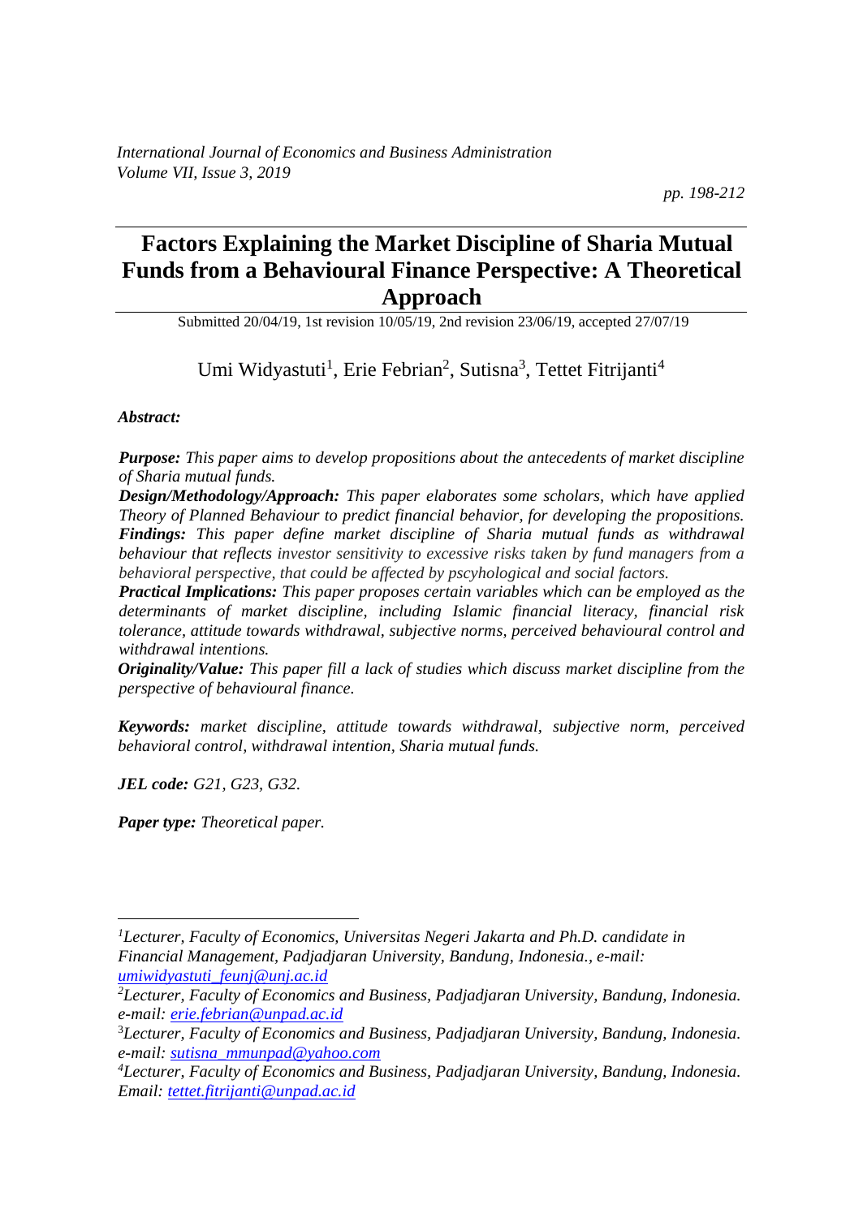# Factors Explaining the Market Discipline of Sharia Mutual Funds from a Behavioural Finance Perspective: A Theoretical Approach

Submitted 20/04/19, 1st revision 10/05/19, 2nd revision 23/06/19, accepted 27/07/19

Umi Widyastuti[1], Erie Febrian[2], Sutisna[3], Tettet Fitrijanti[4]

***Abstract:***

***Purpose:*** *This paper aims to develop propositions about the antecedents of market discipline of Sharia mutual funds.*

***Design/Methodology/Approach:*** *This paper elaborates some scholars, which have applied Theory of Planned Behaviour to predict financial behavior, for developing the propositions.*

***Findings:*** *This paper define market discipline of Sharia mutual funds as withdrawal behaviour that reflects investor sensitivity to excessive risks taken by fund managers from a behavioral perspective, that could be affected by pscyhological and social factors.*

***Practical Implications:*** *This paper proposes certain variables which can be employed as the determinants of market discipline, including Islamic financial literacy, financial risk tolerance, attitude towards withdrawal, subjective norms, perceived behavioural control and withdrawal intentions.*

***Originality/Value:*** *This paper fill a lack of studies which discuss market discipline from the perspective of behavioural finance.*

***Keywords:*** *market discipline, attitude towards withdrawal, subjective norm, perceived behavioral control, withdrawal intention, Sharia mutual funds.*

***JEL code:*** *G21, G23, G32.*

***Paper type:*** *Theoretical paper.*

---

[1]*Lecturer, Faculty of Economics, Universitas Negeri Jakarta and Ph.D. candidate in Financial Management, Padjadjaran University, Bandung, Indonesia., e-mail: umiwidyastuti_feunj@unj.ac.id*

[2]*Lecturer, Faculty of Economics and Business, Padjadjaran University, Bandung, Indonesia. e-mail: erie.febrian@unpad.ac.id*

[3]*Lecturer, Faculty of Economics and Business, Padjadjaran University, Bandung, Indonesia. e-mail: sutisna_mmunpad@yahoo.com*

[4]*Lecturer, Faculty of Economics and Business, Padjadjaran University, Bandung, Indonesia. Email: tettet.fitrijanti@unpad.ac.id*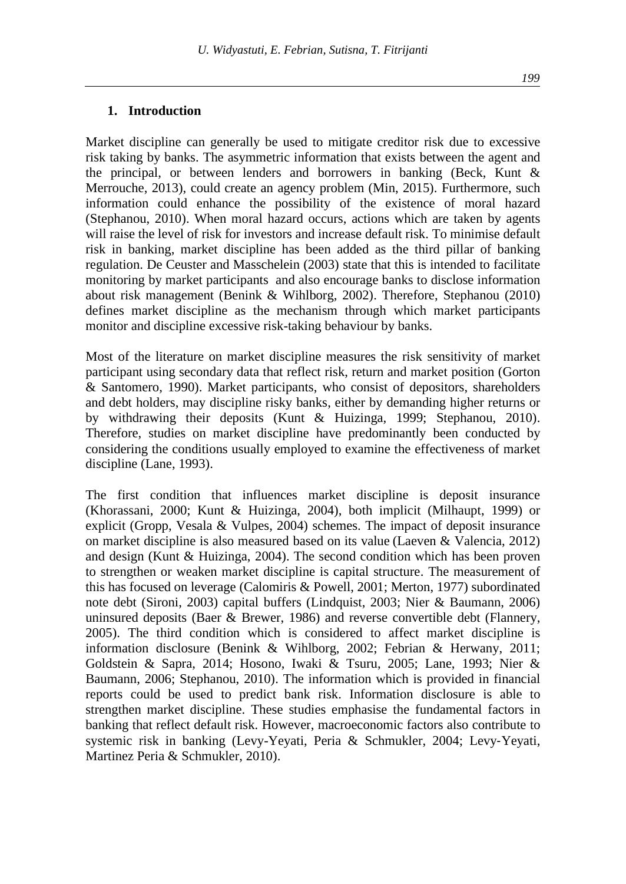## 1. Introduction

Market discipline can generally be used to mitigate creditor risk due to excessive risk taking by banks. The asymmetric information that exists between the agent and the principal, or between lenders and borrowers in banking (Beck, Kunt & Merrouche, 2013), could create an agency problem (Min, 2015). Furthermore, such information could enhance the possibility of the existence of moral hazard (Stephanou, 2010). When moral hazard occurs, actions which are taken by agents will raise the level of risk for investors and increase default risk. To minimise default risk in banking, market discipline has been added as the third pillar of banking regulation. De Ceuster and Masschelein (2003) state that this is intended to facilitate monitoring by market participants and also encourage banks to disclose information about risk management (Benink & Wihlborg, 2002). Therefore, Stephanou (2010) defines market discipline as the mechanism through which market participants monitor and discipline excessive risk-taking behaviour by banks.

Most of the literature on market discipline measures the risk sensitivity of market participant using secondary data that reflect risk, return and market position (Gorton & Santomero, 1990). Market participants, who consist of depositors, shareholders and debt holders, may discipline risky banks, either by demanding higher returns or by withdrawing their deposits (Kunt & Huizinga, 1999; Stephanou, 2010). Therefore, studies on market discipline have predominantly been conducted by considering the conditions usually employed to examine the effectiveness of market discipline (Lane, 1993).

The first condition that influences market discipline is deposit insurance (Khorassani, 2000; Kunt & Huizinga, 2004), both implicit (Milhaupt, 1999) or explicit (Gropp, Vesala & Vulpes, 2004) schemes. The impact of deposit insurance on market discipline is also measured based on its value (Laeven & Valencia, 2012) and design (Kunt & Huizinga, 2004). The second condition which has been proven to strengthen or weaken market discipline is capital structure. The measurement of this has focused on leverage (Calomiris & Powell, 2001; Merton, 1977) subordinated note debt (Sironi, 2003) capital buffers (Lindquist, 2003; Nier & Baumann, 2006) uninsured deposits (Baer & Brewer, 1986) and reverse convertible debt (Flannery, 2005). The third condition which is considered to affect market discipline is information disclosure (Benink & Wihlborg, 2002; Febrian & Herwany, 2011; Goldstein & Sapra, 2014; Hosono, Iwaki & Tsuru, 2005; Lane, 1993; Nier & Baumann, 2006; Stephanou, 2010). The information which is provided in financial reports could be used to predict bank risk. Information disclosure is able to strengthen market discipline. These studies emphasise the fundamental factors in banking that reflect default risk. However, macroeconomic factors also contribute to systemic risk in banking (Levy-Yeyati, Peria & Schmukler, 2004; Levy-Yeyati, Martinez Peria & Schmukler, 2010).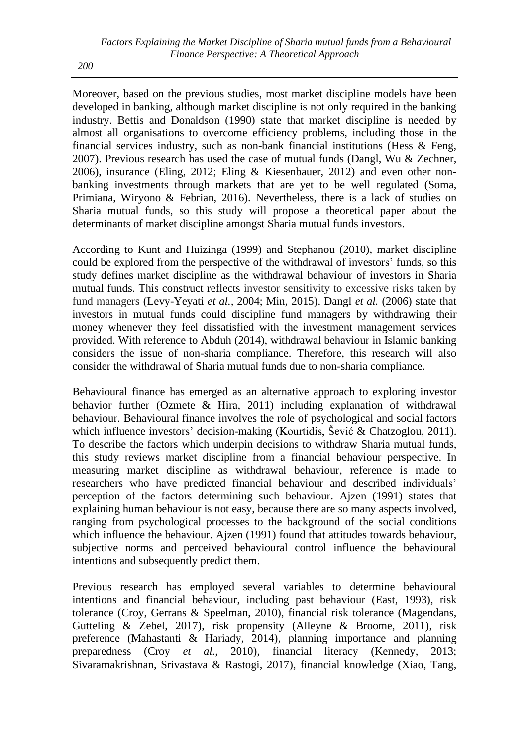Moreover, based on the previous studies, most market discipline models have been developed in banking, although market discipline is not only required in the banking industry. Bettis and Donaldson (1990) state that market discipline is needed by almost all organisations to overcome efficiency problems, including those in the financial services industry, such as non-bank financial institutions (Hess & Feng, 2007). Previous research has used the case of mutual funds (Dangl, Wu & Zechner, 2006), insurance (Eling, 2012; Eling & Kiesenbauer, 2012) and even other non-banking investments through markets that are yet to be well regulated (Soma, Primiana, Wiryono & Febrian, 2016). Nevertheless, there is a lack of studies on Sharia mutual funds, so this study will propose a theoretical paper about the determinants of market discipline amongst Sharia mutual funds investors.

According to Kunt and Huizinga (1999) and Stephanou (2010), market discipline could be explored from the perspective of the withdrawal of investors' funds, so this study defines market discipline as the withdrawal behaviour of investors in Sharia mutual funds. This construct reflects investor sensitivity to excessive risks taken by fund managers (Levy-Yeyati *et al.*, 2004; Min, 2015). Dangl *et al.* (2006) state that investors in mutual funds could discipline fund managers by withdrawing their money whenever they feel dissatisfied with the investment management services provided. With reference to Abduh (2014), withdrawal behaviour in Islamic banking considers the issue of non-sharia compliance. Therefore, this research will also consider the withdrawal of Sharia mutual funds due to non-sharia compliance.

Behavioural finance has emerged as an alternative approach to exploring investor behavior further (Ozmete & Hira, 2011) including explanation of withdrawal behaviour. Behavioural finance involves the role of psychological and social factors which influence investors' decision-making (Kourtidis, Šević & Chatzoglou, 2011). To describe the factors which underpin decisions to withdraw Sharia mutual funds, this study reviews market discipline from a financial behaviour perspective. In measuring market discipline as withdrawal behaviour, reference is made to researchers who have predicted financial behaviour and described individuals' perception of the factors determining such behaviour. Ajzen (1991) states that explaining human behaviour is not easy, because there are so many aspects involved, ranging from psychological processes to the background of the social conditions which influence the behaviour. Ajzen (1991) found that attitudes towards behaviour, subjective norms and perceived behavioural control influence the behavioural intentions and subsequently predict them.

Previous research has employed several variables to determine behavioural intentions and financial behaviour, including past behaviour (East, 1993), risk tolerance (Croy, Gerrans & Speelman, 2010), financial risk tolerance (Magendans, Gutteling & Zebel, 2017), risk propensity (Alleyne & Broome, 2011), risk preference (Mahastanti & Hariady, 2014), planning importance and planning preparedness (Croy *et al.*, 2010), financial literacy (Kennedy, 2013; Sivaramakrishnan, Srivastava & Rastogi, 2017), financial knowledge (Xiao, Tang,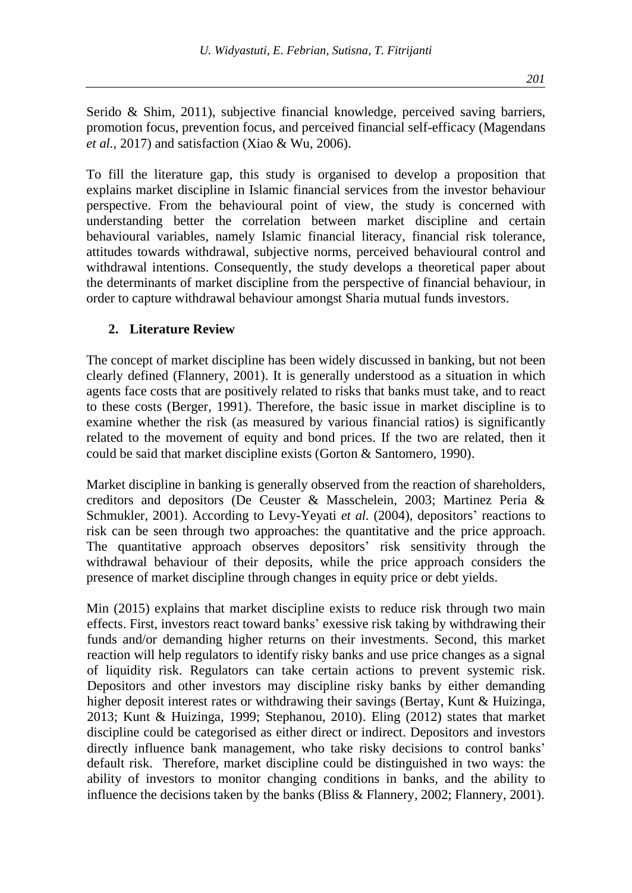Serido & Shim, 2011), subjective financial knowledge, perceived saving barriers, promotion focus, prevention focus, and perceived financial self-efficacy (Magendans *et al.*, 2017) and satisfaction (Xiao & Wu, 2006).

To fill the literature gap, this study is organised to develop a proposition that explains market discipline in Islamic financial services from the investor behaviour perspective. From the behavioural point of view, the study is concerned with understanding better the correlation between market discipline and certain behavioural variables, namely Islamic financial literacy, financial risk tolerance, attitudes towards withdrawal, subjective norms, perceived behavioural control and withdrawal intentions. Consequently, the study develops a theoretical paper about the determinants of market discipline from the perspective of financial behaviour, in order to capture withdrawal behaviour amongst Sharia mutual funds investors.

## 2. Literature Review

The concept of market discipline has been widely discussed in banking, but not been clearly defined (Flannery, 2001). It is generally understood as a situation in which agents face costs that are positively related to risks that banks must take, and to react to these costs (Berger, 1991). Therefore, the basic issue in market discipline is to examine whether the risk (as measured by various financial ratios) is significantly related to the movement of equity and bond prices. If the two are related, then it could be said that market discipline exists (Gorton & Santomero, 1990).

Market discipline in banking is generally observed from the reaction of shareholders, creditors and depositors (De Ceuster & Masschelein, 2003; Martinez Peria & Schmukler, 2001). According to Levy-Yeyati *et al.* (2004), depositors' reactions to risk can be seen through two approaches: the quantitative and the price approach. The quantitative approach observes depositors' risk sensitivity through the withdrawal behaviour of their deposits, while the price approach considers the presence of market discipline through changes in equity price or debt yields.

Min (2015) explains that market discipline exists to reduce risk through two main effects. First, investors react toward banks' exessive risk taking by withdrawing their funds and/or demanding higher returns on their investments. Second, this market reaction will help regulators to identify risky banks and use price changes as a signal of liquidity risk. Regulators can take certain actions to prevent systemic risk. Depositors and other investors may discipline risky banks by either demanding higher deposit interest rates or withdrawing their savings (Bertay, Kunt & Huizinga, 2013; Kunt & Huizinga, 1999; Stephanou, 2010). Eling (2012) states that market discipline could be categorised as either direct or indirect. Depositors and investors directly influence bank management, who take risky decisions to control banks' default risk. Therefore, market discipline could be distinguished in two ways: the ability of investors to monitor changing conditions in banks, and the ability to influence the decisions taken by the banks (Bliss & Flannery, 2002; Flannery, 2001).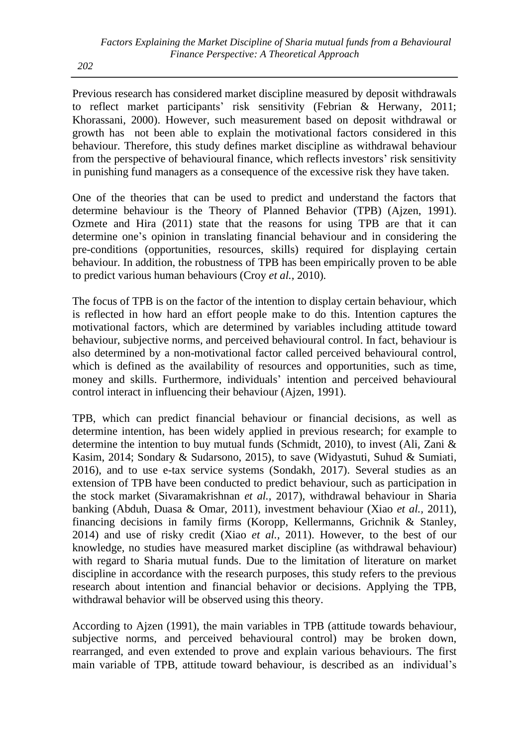Previous research has considered market discipline measured by deposit withdrawals to reflect market participants' risk sensitivity (Febrian & Herwany, 2011; Khorassani, 2000). However, such measurement based on deposit withdrawal or growth has not been able to explain the motivational factors considered in this behaviour. Therefore, this study defines market discipline as withdrawal behaviour from the perspective of behavioural finance, which reflects investors' risk sensitivity in punishing fund managers as a consequence of the excessive risk they have taken.

One of the theories that can be used to predict and understand the factors that determine behaviour is the Theory of Planned Behavior (TPB) (Ajzen, 1991). Ozmete and Hira (2011) state that the reasons for using TPB are that it can determine one's opinion in translating financial behaviour and in considering the pre-conditions (opportunities, resources, skills) required for displaying certain behaviour. In addition, the robustness of TPB has been empirically proven to be able to predict various human behaviours (Croy *et al.*, 2010).

The focus of TPB is on the factor of the intention to display certain behaviour, which is reflected in how hard an effort people make to do this. Intention captures the motivational factors, which are determined by variables including attitude toward behaviour, subjective norms, and perceived behavioural control. In fact, behaviour is also determined by a non-motivational factor called perceived behavioural control, which is defined as the availability of resources and opportunities, such as time, money and skills. Furthermore, individuals' intention and perceived behavioural control interact in influencing their behaviour (Ajzen, 1991).

TPB, which can predict financial behaviour or financial decisions, as well as determine intention, has been widely applied in previous research; for example to determine the intention to buy mutual funds (Schmidt, 2010), to invest (Ali, Zani & Kasim, 2014; Sondary & Sudarsono, 2015), to save (Widyastuti, Suhud & Sumiati, 2016), and to use e-tax service systems (Sondakh, 2017). Several studies as an extension of TPB have been conducted to predict behaviour, such as participation in the stock market (Sivaramakrishnan *et al.*, 2017), withdrawal behaviour in Sharia banking (Abduh, Duasa & Omar, 2011), investment behaviour (Xiao *et al.*, 2011), financing decisions in family firms (Koropp, Kellermanns, Grichnik & Stanley, 2014) and use of risky credit (Xiao *et al.*, 2011). However, to the best of our knowledge, no studies have measured market discipline (as withdrawal behaviour) with regard to Sharia mutual funds. Due to the limitation of literature on market discipline in accordance with the research purposes, this study refers to the previous research about intention and financial behavior or decisions. Applying the TPB, withdrawal behavior will be observed using this theory.

According to Ajzen (1991), the main variables in TPB (attitude towards behaviour, subjective norms, and perceived behavioural control) may be broken down, rearranged, and even extended to prove and explain various behaviours. The first main variable of TPB, attitude toward behaviour, is described as an individual's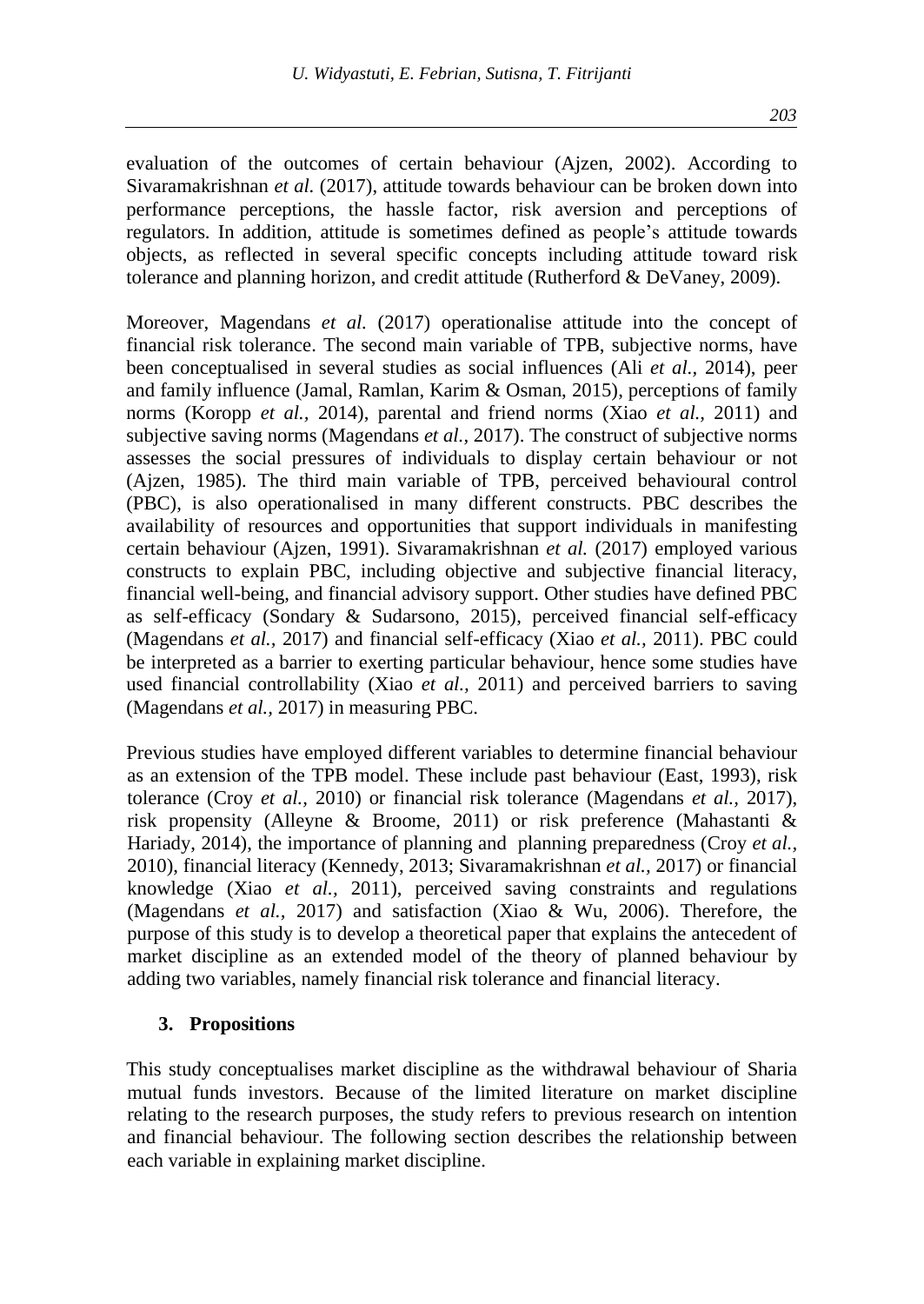evaluation of the outcomes of certain behaviour (Ajzen, 2002). According to Sivaramakrishnan *et al.* (2017), attitude towards behaviour can be broken down into performance perceptions, the hassle factor, risk aversion and perceptions of regulators. In addition, attitude is sometimes defined as people's attitude towards objects, as reflected in several specific concepts including attitude toward risk tolerance and planning horizon, and credit attitude (Rutherford & DeVaney, 2009).

Moreover, Magendans *et al.* (2017) operationalise attitude into the concept of financial risk tolerance. The second main variable of TPB, subjective norms, have been conceptualised in several studies as social influences (Ali *et al.*, 2014), peer and family influence (Jamal, Ramlan, Karim & Osman, 2015), perceptions of family norms (Koropp *et al.*, 2014), parental and friend norms (Xiao *et al.*, 2011) and subjective saving norms (Magendans *et al.*, 2017). The construct of subjective norms assesses the social pressures of individuals to display certain behaviour or not (Ajzen, 1985). The third main variable of TPB, perceived behavioural control (PBC), is also operationalised in many different constructs. PBC describes the availability of resources and opportunities that support individuals in manifesting certain behaviour (Ajzen, 1991). Sivaramakrishnan *et al.* (2017) employed various constructs to explain PBC, including objective and subjective financial literacy, financial well-being, and financial advisory support. Other studies have defined PBC as self-efficacy (Sondary & Sudarsono, 2015), perceived financial self-efficacy (Magendans *et al.*, 2017) and financial self-efficacy (Xiao *et al.*, 2011). PBC could be interpreted as a barrier to exerting particular behaviour, hence some studies have used financial controllability (Xiao *et al.*, 2011) and perceived barriers to saving (Magendans *et al.*, 2017) in measuring PBC.

Previous studies have employed different variables to determine financial behaviour as an extension of the TPB model. These include past behaviour (East, 1993), risk tolerance (Croy *et al.*, 2010) or financial risk tolerance (Magendans *et al.*, 2017), risk propensity (Alleyne & Broome, 2011) or risk preference (Mahastanti & Hariady, 2014), the importance of planning and planning preparedness (Croy *et al.*, 2010), financial literacy (Kennedy, 2013; Sivaramakrishnan *et al.*, 2017) or financial knowledge (Xiao *et al.*, 2011), perceived saving constraints and regulations (Magendans *et al.*, 2017) and satisfaction (Xiao & Wu, 2006). Therefore, the purpose of this study is to develop a theoretical paper that explains the antecedent of market discipline as an extended model of the theory of planned behaviour by adding two variables, namely financial risk tolerance and financial literacy.

## 3. Propositions

This study conceptualises market discipline as the withdrawal behaviour of Sharia mutual funds investors. Because of the limited literature on market discipline relating to the research purposes, the study refers to previous research on intention and financial behaviour. The following section describes the relationship between each variable in explaining market discipline.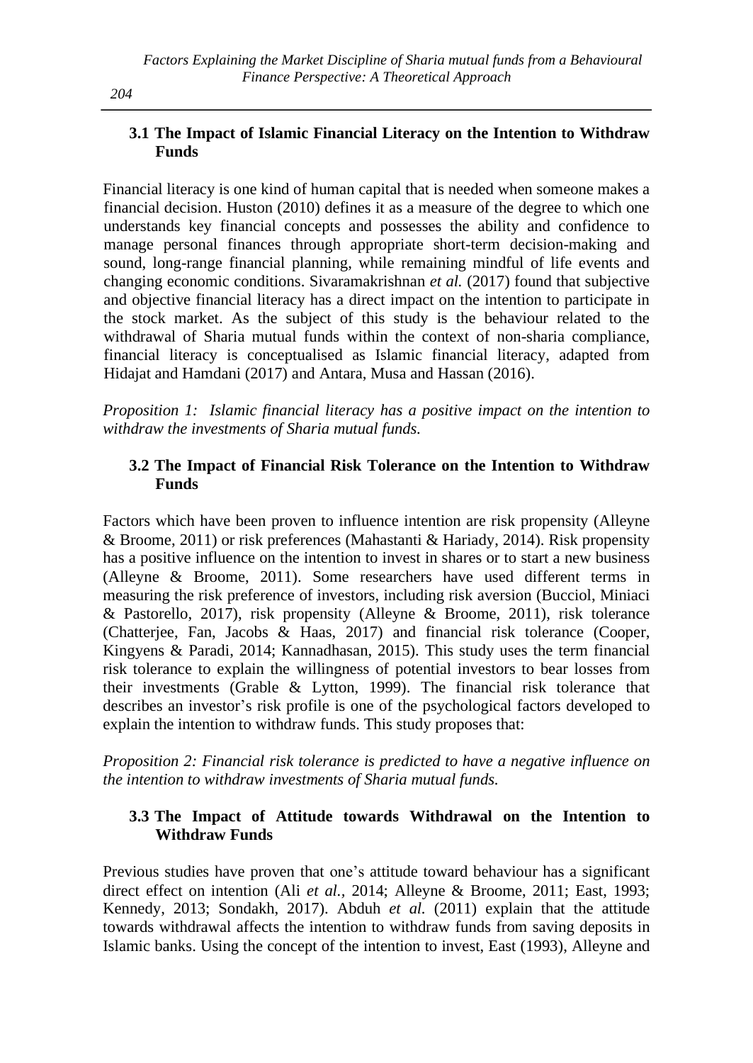### 3.1 The Impact of Islamic Financial Literacy on the Intention to Withdraw Funds

Financial literacy is one kind of human capital that is needed when someone makes a financial decision. Huston (2010) defines it as a measure of the degree to which one understands key financial concepts and possesses the ability and confidence to manage personal finances through appropriate short-term decision-making and sound, long-range financial planning, while remaining mindful of life events and changing economic conditions. Sivaramakrishnan *et al.* (2017) found that subjective and objective financial literacy has a direct impact on the intention to participate in the stock market. As the subject of this study is the behaviour related to the withdrawal of Sharia mutual funds within the context of non-sharia compliance, financial literacy is conceptualised as Islamic financial literacy, adapted from Hidajat and Hamdani (2017) and Antara, Musa and Hassan (2016).

*Proposition 1: Islamic financial literacy has a positive impact on the intention to withdraw the investments of Sharia mutual funds.*

### 3.2 The Impact of Financial Risk Tolerance on the Intention to Withdraw Funds

Factors which have been proven to influence intention are risk propensity (Alleyne & Broome, 2011) or risk preferences (Mahastanti & Hariady, 2014). Risk propensity has a positive influence on the intention to invest in shares or to start a new business (Alleyne & Broome, 2011). Some researchers have used different terms in measuring the risk preference of investors, including risk aversion (Bucciol, Miniaci & Pastorello, 2017), risk propensity (Alleyne & Broome, 2011), risk tolerance (Chatterjee, Fan, Jacobs & Haas, 2017) and financial risk tolerance (Cooper, Kingyens & Paradi, 2014; Kannadhasan, 2015). This study uses the term financial risk tolerance to explain the willingness of potential investors to bear losses from their investments (Grable & Lytton, 1999). The financial risk tolerance that describes an investor's risk profile is one of the psychological factors developed to explain the intention to withdraw funds. This study proposes that:

*Proposition 2: Financial risk tolerance is predicted to have a negative influence on the intention to withdraw investments of Sharia mutual funds.*

### 3.3 The Impact of Attitude towards Withdrawal on the Intention to Withdraw Funds

Previous studies have proven that one's attitude toward behaviour has a significant direct effect on intention (Ali *et al.*, 2014; Alleyne & Broome, 2011; East, 1993; Kennedy, 2013; Sondakh, 2017). Abduh *et al.* (2011) explain that the attitude towards withdrawal affects the intention to withdraw funds from saving deposits in Islamic banks. Using the concept of the intention to invest, East (1993), Alleyne and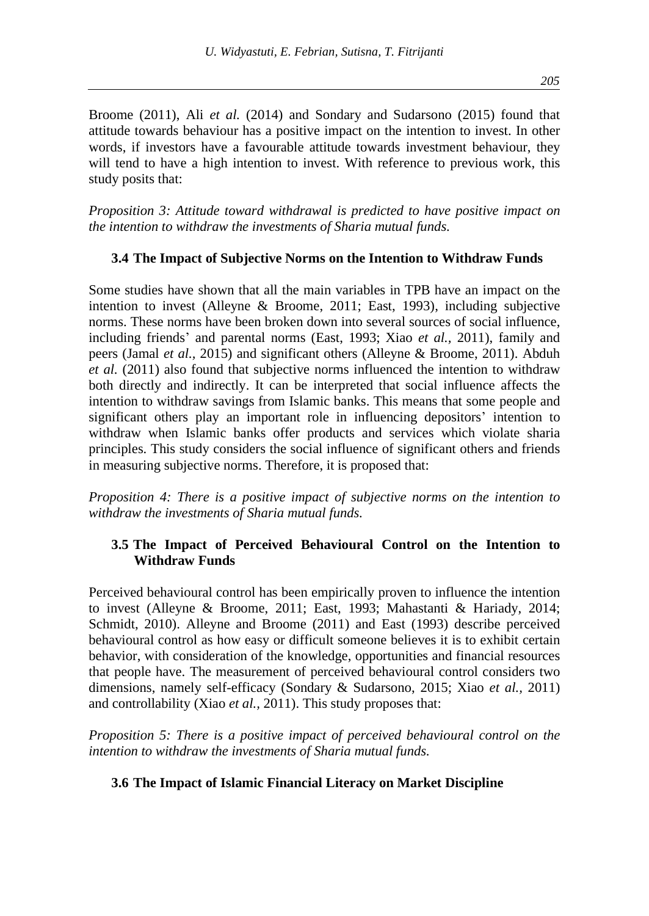Broome (2011), Ali *et al.* (2014) and Sondary and Sudarsono (2015) found that attitude towards behaviour has a positive impact on the intention to invest. In other words, if investors have a favourable attitude towards investment behaviour, they will tend to have a high intention to invest. With reference to previous work, this study posits that:

*Proposition 3: Attitude toward withdrawal is predicted to have positive impact on the intention to withdraw the investments of Sharia mutual funds.*

### 3.4 The Impact of Subjective Norms on the Intention to Withdraw Funds

Some studies have shown that all the main variables in TPB have an impact on the intention to invest (Alleyne & Broome, 2011; East, 1993), including subjective norms. These norms have been broken down into several sources of social influence, including friends' and parental norms (East, 1993; Xiao *et al.,* 2011), family and peers (Jamal *et al.,* 2015) and significant others (Alleyne & Broome, 2011). Abduh *et al.* (2011) also found that subjective norms influenced the intention to withdraw both directly and indirectly. It can be interpreted that social influence affects the intention to withdraw savings from Islamic banks. This means that some people and significant others play an important role in influencing depositors' intention to withdraw when Islamic banks offer products and services which violate sharia principles. This study considers the social influence of significant others and friends in measuring subjective norms. Therefore, it is proposed that:

*Proposition 4: There is a positive impact of subjective norms on the intention to withdraw the investments of Sharia mutual funds.*

### 3.5 The Impact of Perceived Behavioural Control on the Intention to Withdraw Funds

Perceived behavioural control has been empirically proven to influence the intention to invest (Alleyne & Broome, 2011; East, 1993; Mahastanti & Hariady, 2014; Schmidt, 2010). Alleyne and Broome (2011) and East (1993) describe perceived behavioural control as how easy or difficult someone believes it is to exhibit certain behavior, with consideration of the knowledge, opportunities and financial resources that people have. The measurement of perceived behavioural control considers two dimensions, namely self-efficacy (Sondary & Sudarsono, 2015; Xiao *et al.,* 2011) and controllability (Xiao *et al.,* 2011). This study proposes that:

*Proposition 5: There is a positive impact of perceived behavioural control on the intention to withdraw the investments of Sharia mutual funds.*

### 3.6 The Impact of Islamic Financial Literacy on Market Discipline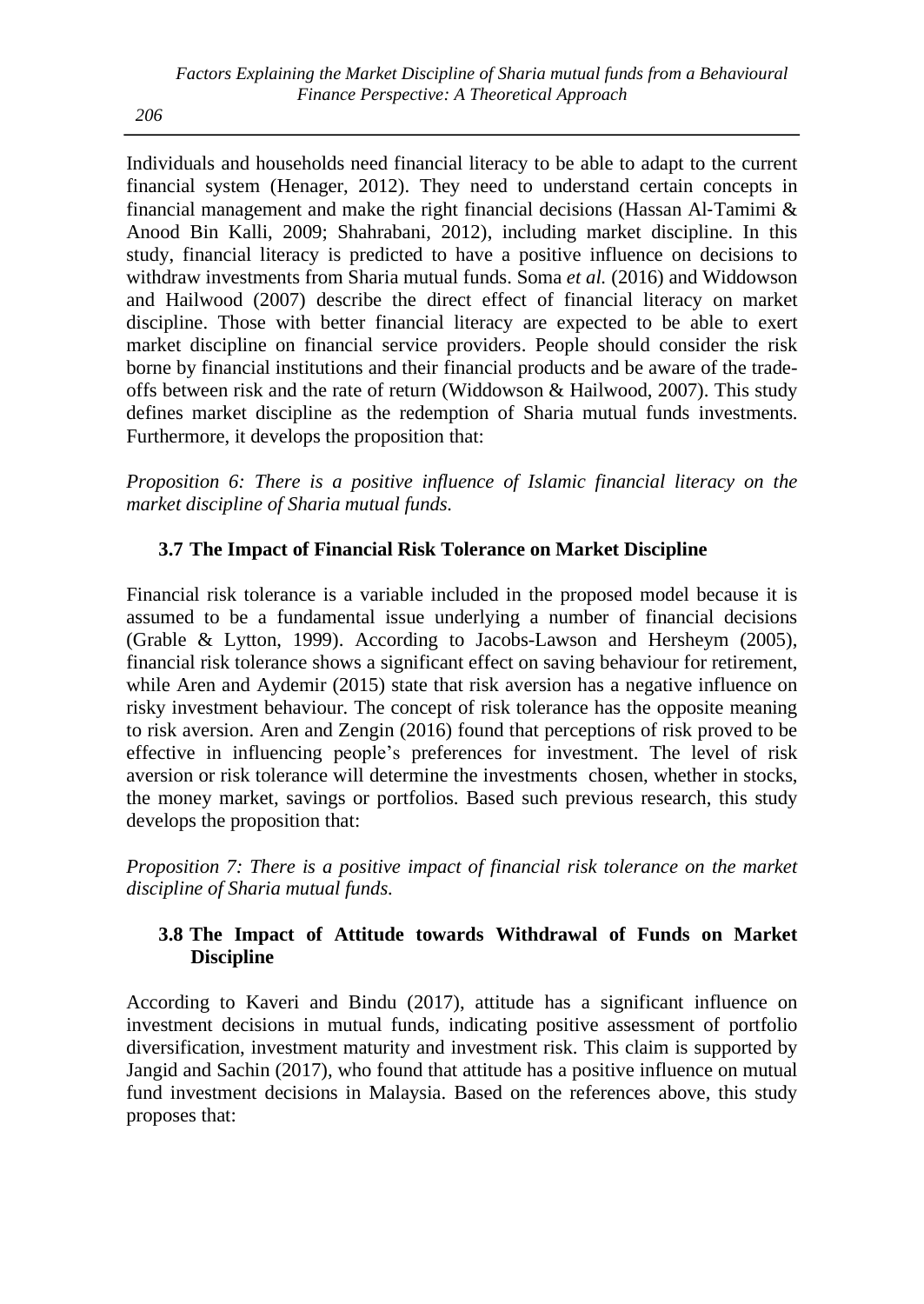Individuals and households need financial literacy to be able to adapt to the current financial system (Henager, 2012). They need to understand certain concepts in financial management and make the right financial decisions (Hassan Al-Tamimi & Anood Bin Kalli, 2009; Shahrabani, 2012), including market discipline. In this study, financial literacy is predicted to have a positive influence on decisions to withdraw investments from Sharia mutual funds. Soma *et al.* (2016) and Widdowson and Hailwood (2007) describe the direct effect of financial literacy on market discipline. Those with better financial literacy are expected to be able to exert market discipline on financial service providers. People should consider the risk borne by financial institutions and their financial products and be aware of the trade-offs between risk and the rate of return (Widdowson & Hailwood, 2007). This study defines market discipline as the redemption of Sharia mutual funds investments. Furthermore, it develops the proposition that:

*Proposition 6: There is a positive influence of Islamic financial literacy on the market discipline of Sharia mutual funds.*

### 3.7 The Impact of Financial Risk Tolerance on Market Discipline

Financial risk tolerance is a variable included in the proposed model because it is assumed to be a fundamental issue underlying a number of financial decisions (Grable & Lytton, 1999). According to Jacobs-Lawson and Hersheym (2005), financial risk tolerance shows a significant effect on saving behaviour for retirement, while Aren and Aydemir (2015) state that risk aversion has a negative influence on risky investment behaviour. The concept of risk tolerance has the opposite meaning to risk aversion. Aren and Zengin (2016) found that perceptions of risk proved to be effective in influencing people's preferences for investment. The level of risk aversion or risk tolerance will determine the investments chosen, whether in stocks, the money market, savings or portfolios. Based such previous research, this study develops the proposition that:

*Proposition 7: There is a positive impact of financial risk tolerance on the market discipline of Sharia mutual funds.*

### 3.8 The Impact of Attitude towards Withdrawal of Funds on Market Discipline

According to Kaveri and Bindu (2017), attitude has a significant influence on investment decisions in mutual funds, indicating positive assessment of portfolio diversification, investment maturity and investment risk. This claim is supported by Jangid and Sachin (2017), who found that attitude has a positive influence on mutual fund investment decisions in Malaysia. Based on the references above, this study proposes that: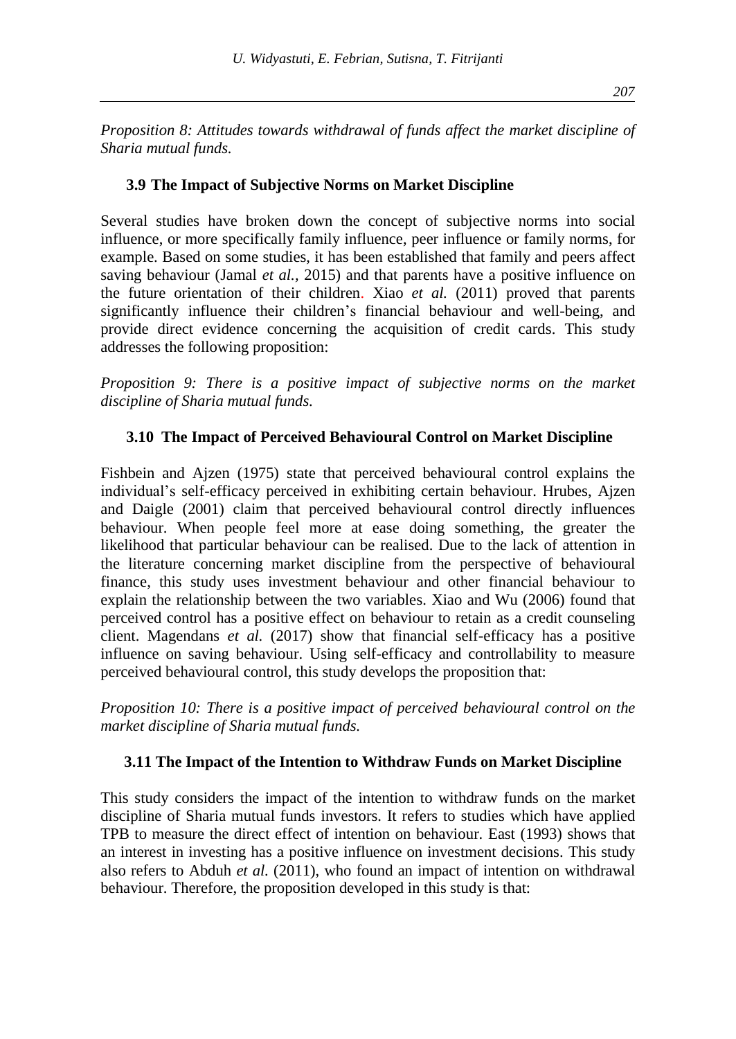*Proposition 8: Attitudes towards withdrawal of funds affect the market discipline of Sharia mutual funds.*

### 3.9 The Impact of Subjective Norms on Market Discipline

Several studies have broken down the concept of subjective norms into social influence, or more specifically family influence, peer influence or family norms, for example. Based on some studies, it has been established that family and peers affect saving behaviour (Jamal *et al.*, 2015) and that parents have a positive influence on the future orientation of their children. Xiao *et al.* (2011) proved that parents significantly influence their children's financial behaviour and well-being, and provide direct evidence concerning the acquisition of credit cards. This study addresses the following proposition:

*Proposition 9: There is a positive impact of subjective norms on the market discipline of Sharia mutual funds.*

### 3.10 The Impact of Perceived Behavioural Control on Market Discipline

Fishbein and Ajzen (1975) state that perceived behavioural control explains the individual's self-efficacy perceived in exhibiting certain behaviour. Hrubes, Ajzen and Daigle (2001) claim that perceived behavioural control directly influences behaviour. When people feel more at ease doing something, the greater the likelihood that particular behaviour can be realised. Due to the lack of attention in the literature concerning market discipline from the perspective of behavioural finance, this study uses investment behaviour and other financial behaviour to explain the relationship between the two variables. Xiao and Wu (2006) found that perceived control has a positive effect on behaviour to retain as a credit counseling client. Magendans *et al.* (2017) show that financial self-efficacy has a positive influence on saving behaviour. Using self-efficacy and controllability to measure perceived behavioural control, this study develops the proposition that:

*Proposition 10: There is a positive impact of perceived behavioural control on the market discipline of Sharia mutual funds.*

### 3.11 The Impact of the Intention to Withdraw Funds on Market Discipline

This study considers the impact of the intention to withdraw funds on the market discipline of Sharia mutual funds investors. It refers to studies which have applied TPB to measure the direct effect of intention on behaviour. East (1993) shows that an interest in investing has a positive influence on investment decisions. This study also refers to Abduh *et al.* (2011), who found an impact of intention on withdrawal behaviour. Therefore, the proposition developed in this study is that: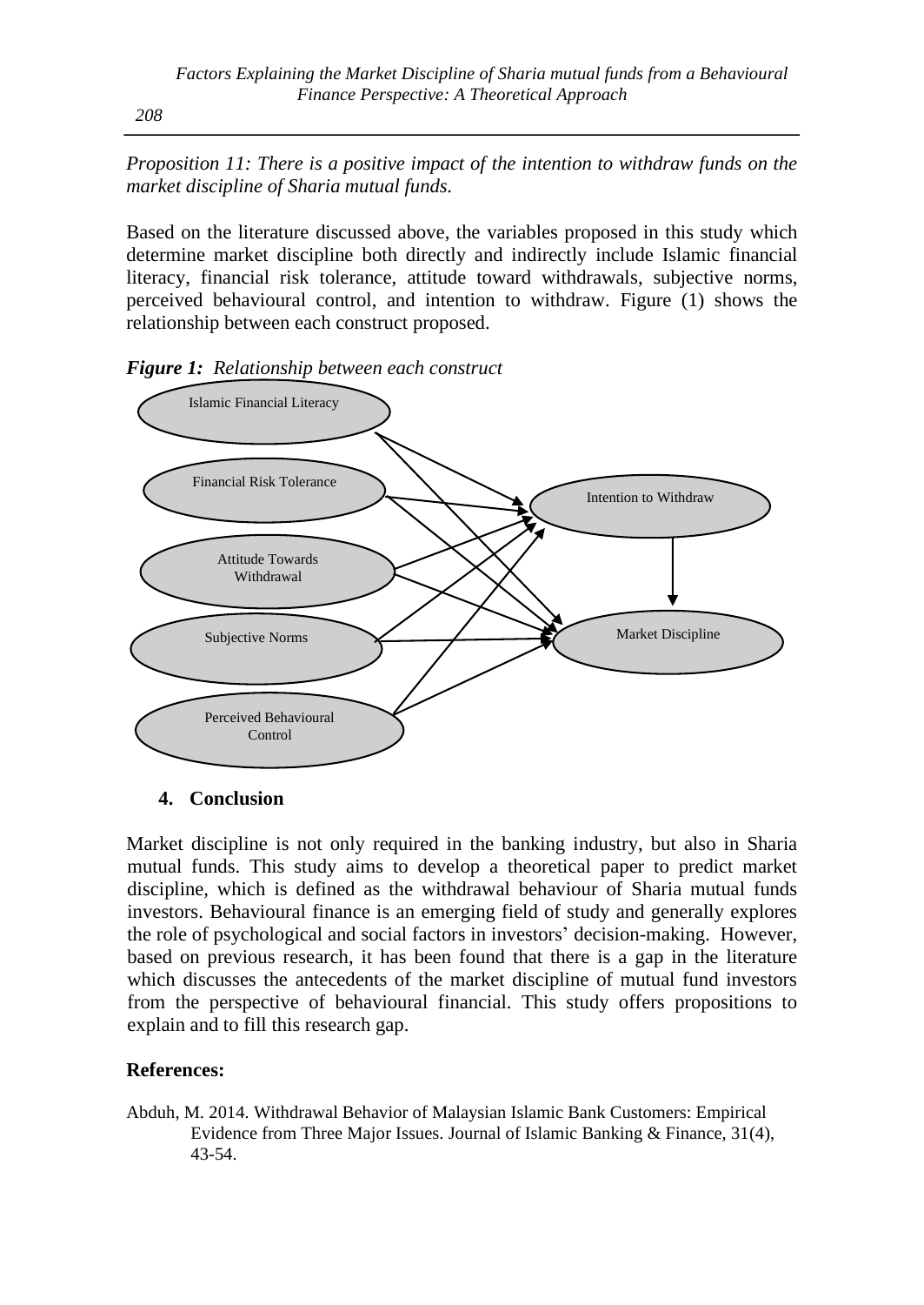*Proposition 11: There is a positive impact of the intention to withdraw funds on the market discipline of Sharia mutual funds.*

Based on the literature discussed above, the variables proposed in this study which determine market discipline both directly and indirectly include Islamic financial literacy, financial risk tolerance, attitude toward withdrawals, subjective norms, perceived behavioural control, and intention to withdraw. Figure (1) shows the relationship between each construct proposed.

***Figure 1:*** *Relationship between each construct*

## 4. Conclusion

Market discipline is not only required in the banking industry, but also in Sharia mutual funds. This study aims to develop a theoretical paper to predict market discipline, which is defined as the withdrawal behaviour of Sharia mutual funds investors. Behavioural finance is an emerging field of study and generally explores the role of psychological and social factors in investors' decision-making. However, based on previous research, it has been found that there is a gap in the literature which discusses the antecedents of the market discipline of mutual fund investors from the perspective of behavioural financial. This study offers propositions to explain and to fill this research gap.

## References:

Abduh, M. 2014. Withdrawal Behavior of Malaysian Islamic Bank Customers: Empirical Evidence from Three Major Issues. Journal of Islamic Banking & Finance, 31(4), 43-54.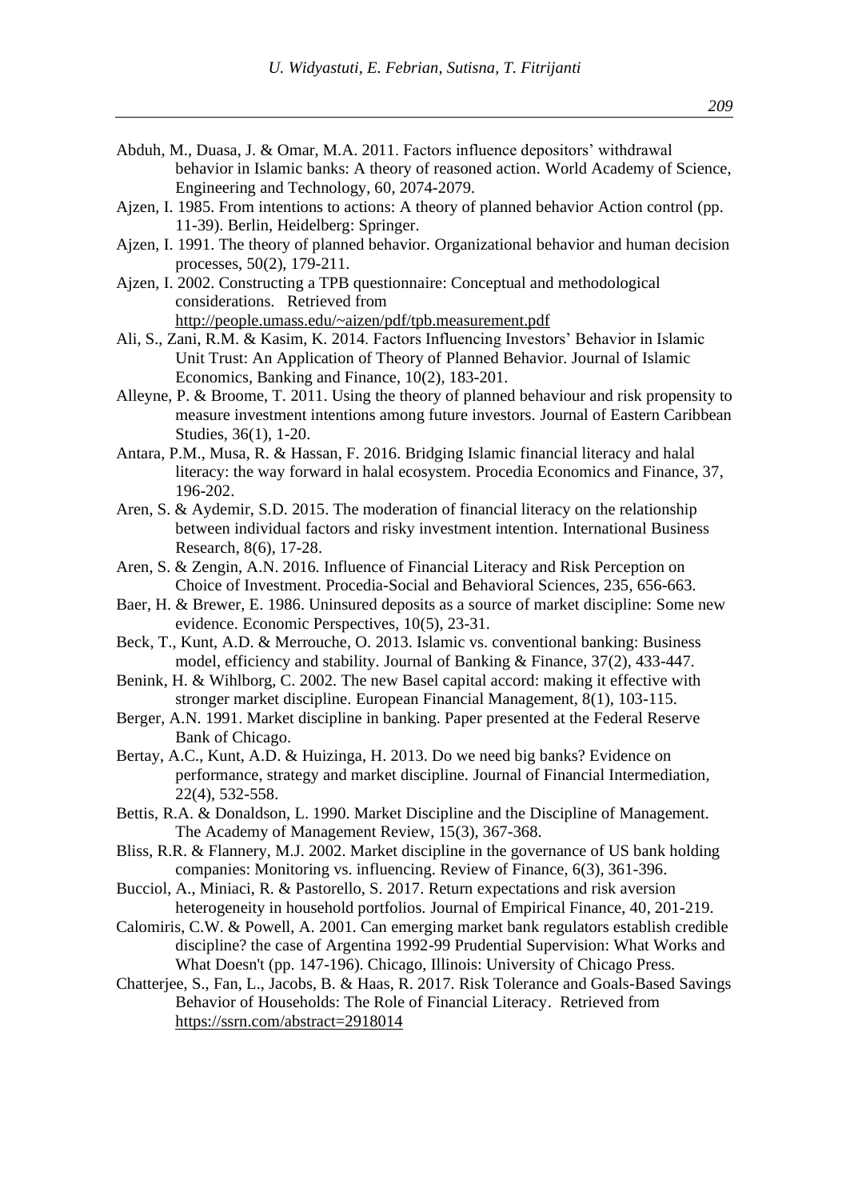Abduh, M., Duasa, J. & Omar, M.A. 2011. Factors influence depositors' withdrawal behavior in Islamic banks: A theory of reasoned action. World Academy of Science, Engineering and Technology, 60, 2074-2079.

Ajzen, I. 1985. From intentions to actions: A theory of planned behavior Action control (pp. 11-39). Berlin, Heidelberg: Springer.

Ajzen, I. 1991. The theory of planned behavior. Organizational behavior and human decision processes, 50(2), 179-211.

Ajzen, I. 2002. Constructing a TPB questionnaire: Conceptual and methodological considerations. Retrieved from http://people.umass.edu/~aizen/pdf/tpb.measurement.pdf

Ali, S., Zani, R.M. & Kasim, K. 2014. Factors Influencing Investors' Behavior in Islamic Unit Trust: An Application of Theory of Planned Behavior. Journal of Islamic Economics, Banking and Finance, 10(2), 183-201.

Alleyne, P. & Broome, T. 2011. Using the theory of planned behaviour and risk propensity to measure investment intentions among future investors. Journal of Eastern Caribbean Studies, 36(1), 1-20.

Antara, P.M., Musa, R. & Hassan, F. 2016. Bridging Islamic financial literacy and halal literacy: the way forward in halal ecosystem. Procedia Economics and Finance, 37, 196-202.

Aren, S. & Aydemir, S.D. 2015. The moderation of financial literacy on the relationship between individual factors and risky investment intention. International Business Research, 8(6), 17-28.

Aren, S. & Zengin, A.N. 2016. Influence of Financial Literacy and Risk Perception on Choice of Investment. Procedia-Social and Behavioral Sciences, 235, 656-663.

Baer, H. & Brewer, E. 1986. Uninsured deposits as a source of market discipline: Some new evidence. Economic Perspectives, 10(5), 23-31.

Beck, T., Kunt, A.D. & Merrouche, O. 2013. Islamic vs. conventional banking: Business model, efficiency and stability. Journal of Banking & Finance, 37(2), 433-447.

Benink, H. & Wihlborg, C. 2002. The new Basel capital accord: making it effective with stronger market discipline. European Financial Management, 8(1), 103-115.

Berger, A.N. 1991. Market discipline in banking. Paper presented at the Federal Reserve Bank of Chicago.

Bertay, A.C., Kunt, A.D. & Huizinga, H. 2013. Do we need big banks? Evidence on performance, strategy and market discipline. Journal of Financial Intermediation, 22(4), 532-558.

Bettis, R.A. & Donaldson, L. 1990. Market Discipline and the Discipline of Management. The Academy of Management Review, 15(3), 367-368.

Bliss, R.R. & Flannery, M.J. 2002. Market discipline in the governance of US bank holding companies: Monitoring vs. influencing. Review of Finance, 6(3), 361-396.

Bucciol, A., Miniaci, R. & Pastorello, S. 2017. Return expectations and risk aversion heterogeneity in household portfolios. Journal of Empirical Finance, 40, 201-219.

Calomiris, C.W. & Powell, A. 2001. Can emerging market bank regulators establish credible discipline? the case of Argentina 1992-99 Prudential Supervision: What Works and What Doesn't (pp. 147-196). Chicago, Illinois: University of Chicago Press.

Chatterjee, S., Fan, L., Jacobs, B. & Haas, R. 2017. Risk Tolerance and Goals-Based Savings Behavior of Households: The Role of Financial Literacy. Retrieved from https://ssrn.com/abstract=2918014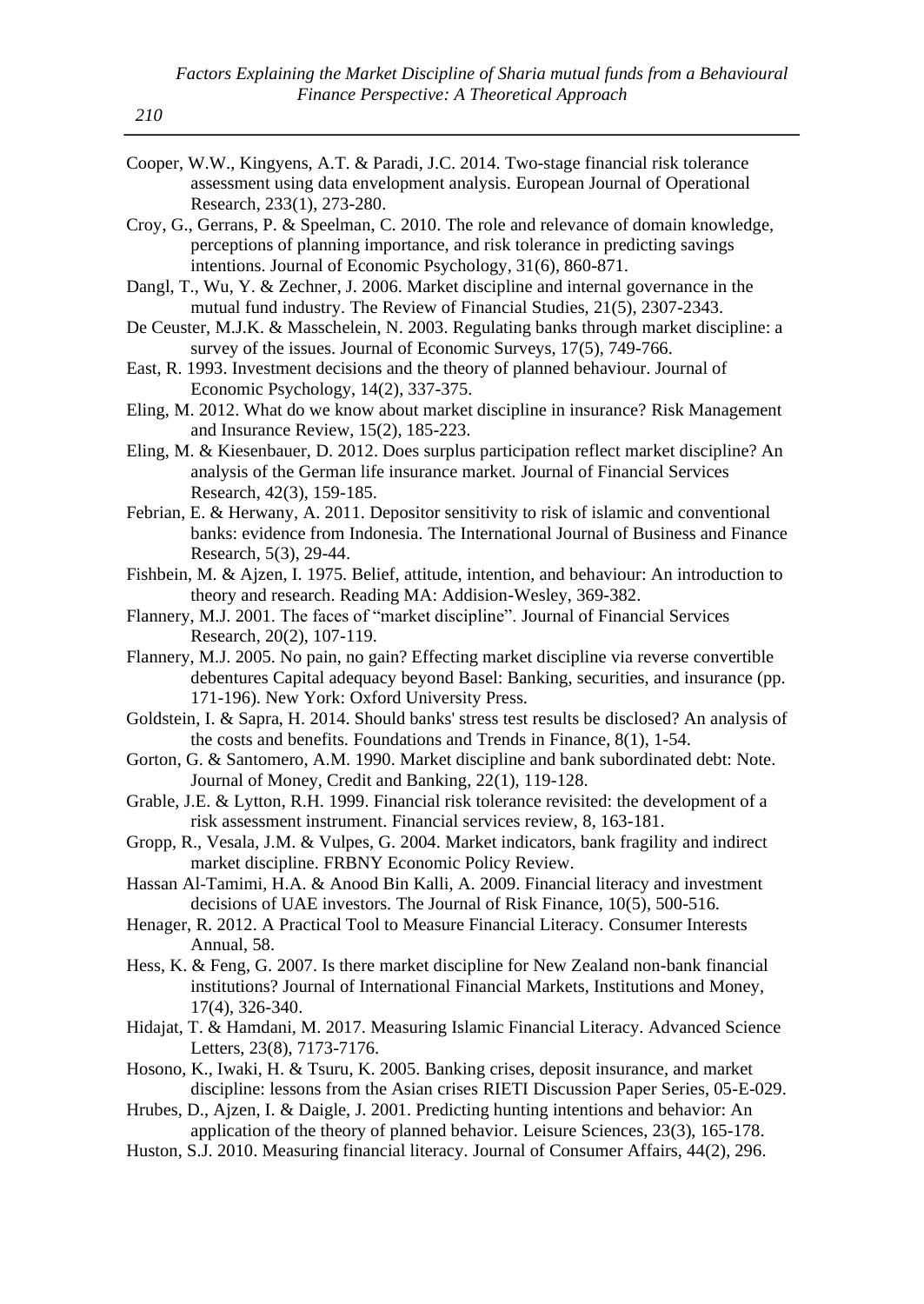Cooper, W.W., Kingyens, A.T. & Paradi, J.C. 2014. Two-stage financial risk tolerance assessment using data envelopment analysis. European Journal of Operational Research, 233(1), 273-280.

Croy, G., Gerrans, P. & Speelman, C. 2010. The role and relevance of domain knowledge, perceptions of planning importance, and risk tolerance in predicting savings intentions. Journal of Economic Psychology, 31(6), 860-871.

Dangl, T., Wu, Y. & Zechner, J. 2006. Market discipline and internal governance in the mutual fund industry. The Review of Financial Studies, 21(5), 2307-2343.

De Ceuster, M.J.K. & Masschelein, N. 2003. Regulating banks through market discipline: a survey of the issues. Journal of Economic Surveys, 17(5), 749-766.

East, R. 1993. Investment decisions and the theory of planned behaviour. Journal of Economic Psychology, 14(2), 337-375.

Eling, M. 2012. What do we know about market discipline in insurance? Risk Management and Insurance Review, 15(2), 185-223.

Eling, M. & Kiesenbauer, D. 2012. Does surplus participation reflect market discipline? An analysis of the German life insurance market. Journal of Financial Services Research, 42(3), 159-185.

Febrian, E. & Herwany, A. 2011. Depositor sensitivity to risk of islamic and conventional banks: evidence from Indonesia. The International Journal of Business and Finance Research, 5(3), 29-44.

Fishbein, M. & Ajzen, I. 1975. Belief, attitude, intention, and behaviour: An introduction to theory and research. Reading MA: Addision-Wesley, 369-382.

Flannery, M.J. 2001. The faces of "market discipline". Journal of Financial Services Research, 20(2), 107-119.

Flannery, M.J. 2005. No pain, no gain? Effecting market discipline via reverse convertible debentures Capital adequacy beyond Basel: Banking, securities, and insurance (pp. 171-196). New York: Oxford University Press.

Goldstein, I. & Sapra, H. 2014. Should banks' stress test results be disclosed? An analysis of the costs and benefits. Foundations and Trends in Finance, 8(1), 1-54.

Gorton, G. & Santomero, A.M. 1990. Market discipline and bank subordinated debt: Note. Journal of Money, Credit and Banking, 22(1), 119-128.

Grable, J.E. & Lytton, R.H. 1999. Financial risk tolerance revisited: the development of a risk assessment instrument. Financial services review, 8, 163-181.

Gropp, R., Vesala, J.M. & Vulpes, G. 2004. Market indicators, bank fragility and indirect market discipline. FRBNY Economic Policy Review.

Hassan Al-Tamimi, H.A. & Anood Bin Kalli, A. 2009. Financial literacy and investment decisions of UAE investors. The Journal of Risk Finance, 10(5), 500-516.

Henager, R. 2012. A Practical Tool to Measure Financial Literacy. Consumer Interests Annual, 58.

Hess, K. & Feng, G. 2007. Is there market discipline for New Zealand non-bank financial institutions? Journal of International Financial Markets, Institutions and Money, 17(4), 326-340.

Hidajat, T. & Hamdani, M. 2017. Measuring Islamic Financial Literacy. Advanced Science Letters, 23(8), 7173-7176.

Hosono, K., Iwaki, H. & Tsuru, K. 2005. Banking crises, deposit insurance, and market discipline: lessons from the Asian crises RIETI Discussion Paper Series, 05-E-029.

Hrubes, D., Ajzen, I. & Daigle, J. 2001. Predicting hunting intentions and behavior: An application of the theory of planned behavior. Leisure Sciences, 23(3), 165-178.

Huston, S.J. 2010. Measuring financial literacy. Journal of Consumer Affairs, 44(2), 296.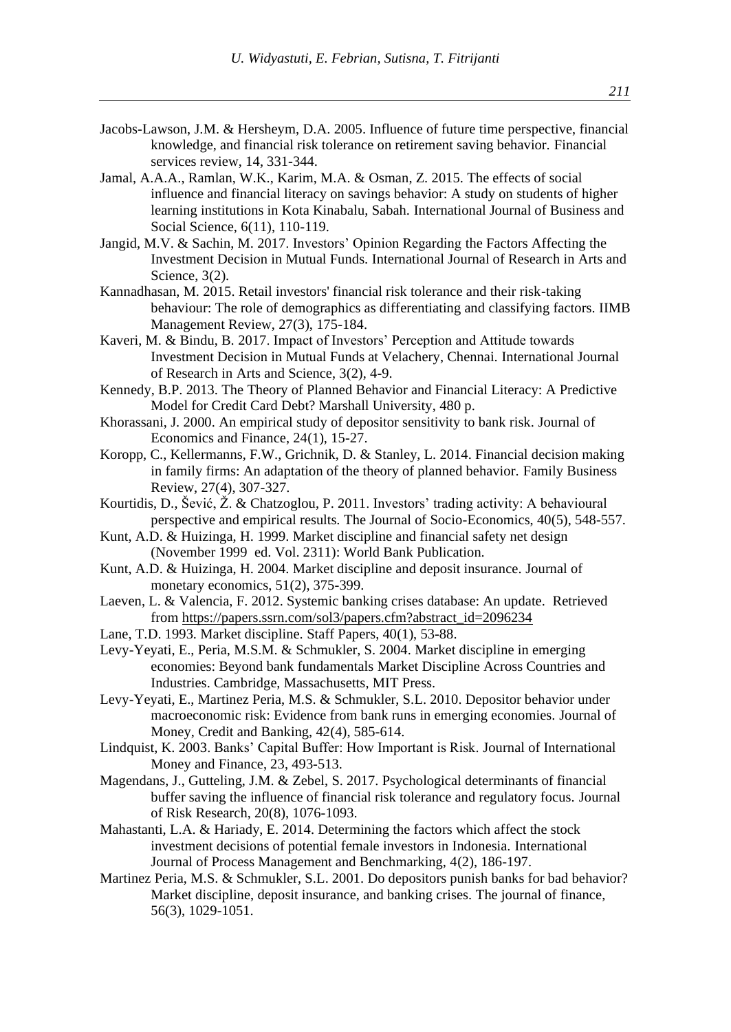Jacobs-Lawson, J.M. & Hersheym, D.A. 2005. Influence of future time perspective, financial knowledge, and financial risk tolerance on retirement saving behavior. Financial services review, 14, 331-344.

Jamal, A.A.A., Ramlan, W.K., Karim, M.A. & Osman, Z. 2015. The effects of social influence and financial literacy on savings behavior: A study on students of higher learning institutions in Kota Kinabalu, Sabah. International Journal of Business and Social Science, 6(11), 110-119.

Jangid, M.V. & Sachin, M. 2017. Investors' Opinion Regarding the Factors Affecting the Investment Decision in Mutual Funds. International Journal of Research in Arts and Science, 3(2).

Kannadhasan, M. 2015. Retail investors' financial risk tolerance and their risk-taking behaviour: The role of demographics as differentiating and classifying factors. IIMB Management Review, 27(3), 175-184.

Kaveri, M. & Bindu, B. 2017. Impact of Investors' Perception and Attitude towards Investment Decision in Mutual Funds at Velachery, Chennai. International Journal of Research in Arts and Science, 3(2), 4-9.

Kennedy, B.P. 2013. The Theory of Planned Behavior and Financial Literacy: A Predictive Model for Credit Card Debt? Marshall University, 480 p.

Khorassani, J. 2000. An empirical study of depositor sensitivity to bank risk. Journal of Economics and Finance, 24(1), 15-27.

Koropp, C., Kellermanns, F.W., Grichnik, D. & Stanley, L. 2014. Financial decision making in family firms: An adaptation of the theory of planned behavior. Family Business Review, 27(4), 307-327.

Kourtidis, D., Šević, Ž. & Chatzoglou, P. 2011. Investors' trading activity: A behavioural perspective and empirical results. The Journal of Socio-Economics, 40(5), 548-557.

Kunt, A.D. & Huizinga, H. 1999. Market discipline and financial safety net design (November 1999 ed. Vol. 2311): World Bank Publication.

Kunt, A.D. & Huizinga, H. 2004. Market discipline and deposit insurance. Journal of monetary economics, 51(2), 375-399.

Laeven, L. & Valencia, F. 2012. Systemic banking crises database: An update. Retrieved from https://papers.ssrn.com/sol3/papers.cfm?abstract_id=2096234

Lane, T.D. 1993. Market discipline. Staff Papers, 40(1), 53-88.

Levy-Yeyati, E., Peria, M.S.M. & Schmukler, S. 2004. Market discipline in emerging economies: Beyond bank fundamentals Market Discipline Across Countries and Industries. Cambridge, Massachusetts, MIT Press.

Levy-Yeyati, E., Martinez Peria, M.S. & Schmukler, S.L. 2010. Depositor behavior under macroeconomic risk: Evidence from bank runs in emerging economies. Journal of Money, Credit and Banking, 42(4), 585-614.

Lindquist, K. 2003. Banks' Capital Buffer: How Important is Risk. Journal of International Money and Finance, 23, 493-513.

Magendans, J., Gutteling, J.M. & Zebel, S. 2017. Psychological determinants of financial buffer saving the influence of financial risk tolerance and regulatory focus. Journal of Risk Research, 20(8), 1076-1093.

Mahastanti, L.A. & Hariady, E. 2014. Determining the factors which affect the stock investment decisions of potential female investors in Indonesia. International Journal of Process Management and Benchmarking, 4(2), 186-197.

Martinez Peria, M.S. & Schmukler, S.L. 2001. Do depositors punish banks for bad behavior? Market discipline, deposit insurance, and banking crises. The journal of finance, 56(3), 1029-1051.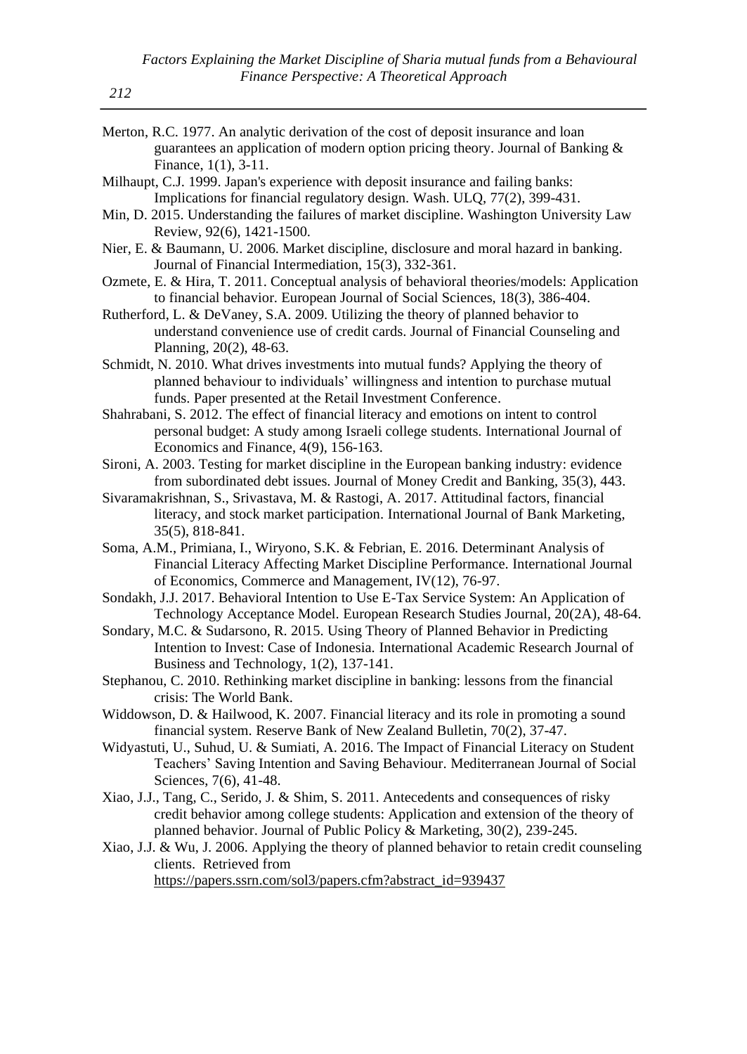Merton, R.C. 1977. An analytic derivation of the cost of deposit insurance and loan guarantees an application of modern option pricing theory. Journal of Banking & Finance, 1(1), 3-11.

Milhaupt, C.J. 1999. Japan's experience with deposit insurance and failing banks: Implications for financial regulatory design. Wash. ULQ, 77(2), 399-431.

Min, D. 2015. Understanding the failures of market discipline. Washington University Law Review, 92(6), 1421-1500.

Nier, E. & Baumann, U. 2006. Market discipline, disclosure and moral hazard in banking. Journal of Financial Intermediation, 15(3), 332-361.

Ozmete, E. & Hira, T. 2011. Conceptual analysis of behavioral theories/models: Application to financial behavior. European Journal of Social Sciences, 18(3), 386-404.

Rutherford, L. & DeVaney, S.A. 2009. Utilizing the theory of planned behavior to understand convenience use of credit cards. Journal of Financial Counseling and Planning, 20(2), 48-63.

Schmidt, N. 2010. What drives investments into mutual funds? Applying the theory of planned behaviour to individuals' willingness and intention to purchase mutual funds. Paper presented at the Retail Investment Conference.

Shahrabani, S. 2012. The effect of financial literacy and emotions on intent to control personal budget: A study among Israeli college students. International Journal of Economics and Finance, 4(9), 156-163.

Sironi, A. 2003. Testing for market discipline in the European banking industry: evidence from subordinated debt issues. Journal of Money Credit and Banking, 35(3), 443.

Sivaramakrishnan, S., Srivastava, M. & Rastogi, A. 2017. Attitudinal factors, financial literacy, and stock market participation. International Journal of Bank Marketing, 35(5), 818-841.

Soma, A.M., Primiana, I., Wiryono, S.K. & Febrian, E. 2016. Determinant Analysis of Financial Literacy Affecting Market Discipline Performance. International Journal of Economics, Commerce and Management, IV(12), 76-97.

Sondakh, J.J. 2017. Behavioral Intention to Use E-Tax Service System: An Application of Technology Acceptance Model. European Research Studies Journal, 20(2A), 48-64.

Sondary, M.C. & Sudarsono, R. 2015. Using Theory of Planned Behavior in Predicting Intention to Invest: Case of Indonesia. International Academic Research Journal of Business and Technology, 1(2), 137-141.

Stephanou, C. 2010. Rethinking market discipline in banking: lessons from the financial crisis: The World Bank.

Widdowson, D. & Hailwood, K. 2007. Financial literacy and its role in promoting a sound financial system. Reserve Bank of New Zealand Bulletin, 70(2), 37-47.

Widyastuti, U., Suhud, U. & Sumiati, A. 2016. The Impact of Financial Literacy on Student Teachers' Saving Intention and Saving Behaviour. Mediterranean Journal of Social Sciences, 7(6), 41-48.

Xiao, J.J., Tang, C., Serido, J. & Shim, S. 2011. Antecedents and consequences of risky credit behavior among college students: Application and extension of the theory of planned behavior. Journal of Public Policy & Marketing, 30(2), 239-245.

Xiao, J.J. & Wu, J. 2006. Applying the theory of planned behavior to retain credit counseling clients. Retrieved from https://papers.ssrn.com/sol3/papers.cfm?abstract_id=939437